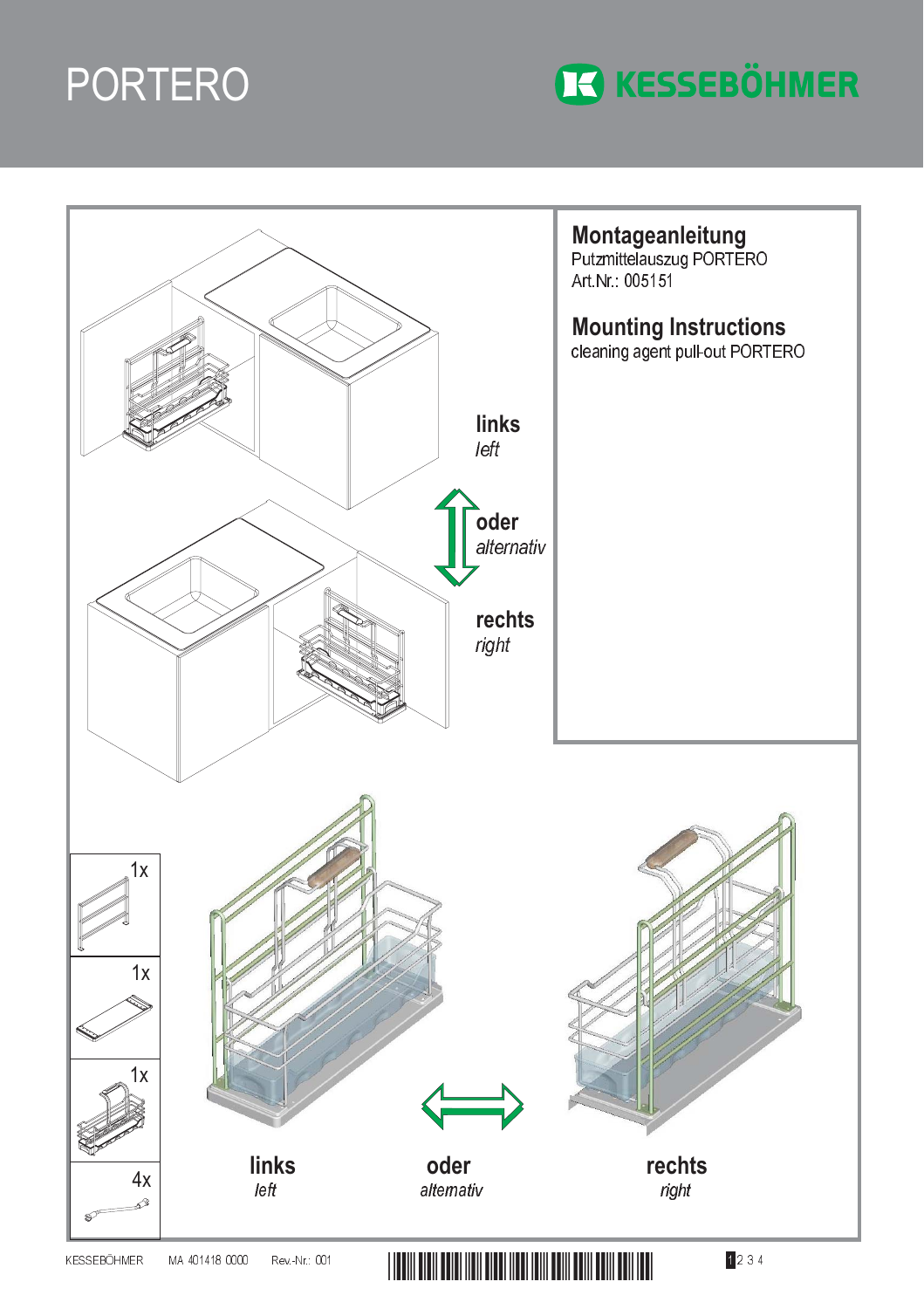# PORTERO

KESSEBÖHMER

## Montageanleitung

Putzmittelauszug PORTERO
Art.Nr.: 005151

## Mounting Instructions

cleaning agent pull-out PORTERO

**links**
*left*

**oder**
*alternativ*

**rechts**
*right*

1x

1x

1x

4x

**links**
*left*

**oder**
*alternativ*

**rechts**
*right*

KESSEBÖHMER MA 401418 0000 Rev.-Nr.: 001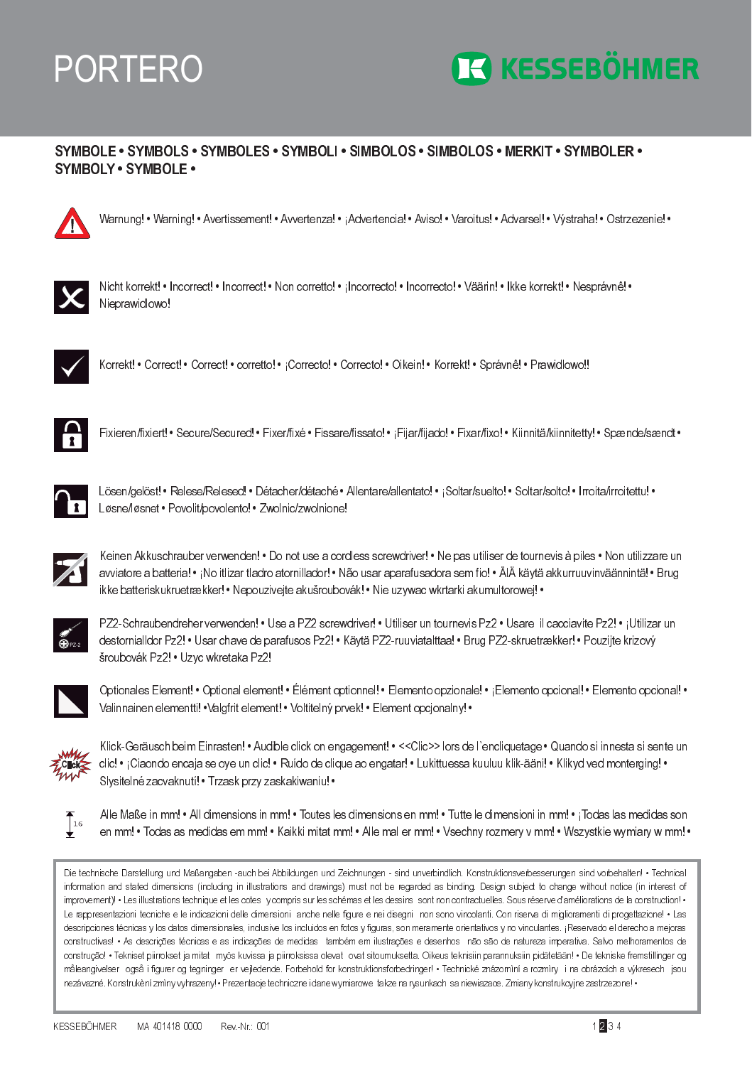PORTERO

KESSEBÖHMER

## SYMBOLE • SYMBOLS • SYMBOLES • SYMBOLI • SIMBOLOS • SIMBOLOS • MERKIT • SYMBOLER • SYMBOLY • SYMBOLE •

Warnung! • Warning! • Avertissement! • Avvertenza! • ¡Advertencia! • Aviso! • Varoitus! • Advarsel! • Výstraha! • Ostrzezenie! •

Nicht korrekt! • Incorrect! • Incorrect! • Non corretto! • ¡Incorrecto! • Incorrecto! • Väärin! • Ikke korrekt! • Nesprávnê! • Nieprawidlowo!

Korrekt! • Correct! • Correct! • corretto! • ¡Correcto! • Correcto! • Oikein! • Korrekt! • Správnê! • Prawidlowo!!

Fixieren/fixiert! • Secure/Secured! • Fixer/fixé • Fissare/fissato! • ¡Fijar/fijado! • Fixar/fixo! • Kiinnitä/kiinnitetty! • Spænde/sændt •

Lösen/gelöst! • Relese/Relesed! • Détacher/détaché • Allentare/allentato! • ¡Soltar/suelto! • Soltar/solto! • Irroita/irroitettu! • Løsne/løsnet • Povolit/povoleno! • Zwolnic/zwolnione!

Keinen Akkuschrauber verwenden! • Do not use a cordless screwdriver! • Ne pas utiliser de tournevis à piles • Non utilizzare un avviatore a batteria! • ¡No itlizar tladro atornillador! • Não usar aparafusadora sem fio! • ÄlÄ käytä akkuruuvinväännintä! • Brug ikke batteriskukruetrækker! • Nepouzivejte akušroubovák! • Nie uzywac wkrtarki akumultorowej! •

PZ2-Schraubendreher verwenden! • Use a PZ2 screwdriver! • Utiliser un tournevis Pz2 • Usare il cacciavite Pz2! • ¡Utilizar un destornialldor Pz2! • Usar chave de parafusos Pz2! • Käytä PZ2-ruuviatalttaa! • Brug PZ2-skruetrækker! • Pouzijte krizový šroubovák Pz2! • Uzyc wkretaka Pz2!

Optionales Element! • Optional element! • Élément optionnel! • Elemento opzionale! • ¡Elemento opcional! • Elemento opcional! • Valinnainen elementti! •Valgfrit element! • Voltitelný prvek! • Element opcjonalny! •

Klick-Geräusch beim Einrasten! • Audible click on engagement! • <<Clic>> lors de l`encliquetage • Quando si innesta si sente un clic! • ¡Ciaondo encaja se oye un clic! • Ruído de clique ao engatar! • Lukittuessa kuuluu klik-ääni! • Klikyd ved montering! • Slysitelné zacvaknutí! • Trzask przy zaskakiwaniu! •

Alle Maße in mm! • All dimensions in mm! • Toutes les dimensions en mm! • Tutte le dimensioni in mm! • ¡Todas las medidas son en mm! • Todas as medidas em mm! • Kaikki mitat mm! • Alle mal er mm! • Vsechny rozmery v mm! • Wszystkie wymiary w mm! •

Die technische Darstellung und Maßangaben -auch bei Abbildungen und Zeichnungen - sind unverbindlich. Konstruktionsverbesserungen sind vorbehalten! • Technical information and stated dimensions (including in illustrations and drawings) must not be regarded as binding. Design subject to change without notice (in interest of improvement)! • Les illustrations technique et les cotes y compris sur les schémas et les dessins sont non contractuelles. Sous réserve d'améliorations de la construction! • Le rappresentazioni tecniche e le indicazioni delle dimensioni anche nelle figure e nei disegni non sono vincolanti. Con riserva di miglioramenti di progettazione! • Las descripciones técnicas y los datos dimensionales, inclusive los incluidos en fotos y figuras, son meramente orientativos y no vinculantes. ¡Reservado el derecho a mejoras constructivas! • As descrições técnicas e as indicações de medidas também em ilustrações e desenhos não são de natureza imperativa. Salvo melhoramentos de construção! • Tekniset piirrokset ja mitat myös kuvissa ja piirroksissa olevat ovat sitoumuksetta. Oikeus teknisiin parannuksiin pidätetään! • De tekniske fremstillinger og måleangivelser også i figurer og tegninger er vejledende. Forbehold for konstruktionsforbedringer! • Technické znázomíní a rozmíry i na obrázcích a výkresech jsou nezávazné. Konstrukèní zmíny vyhrazeny! • Prezentacje techniczne i dane wymiarowe takze na rysunkach sa niewiazace. Zmiany konstrukcyjne zastrzezone! •

KESSEBÖHMER MA 401418 0000 Rev.-Nr.: 001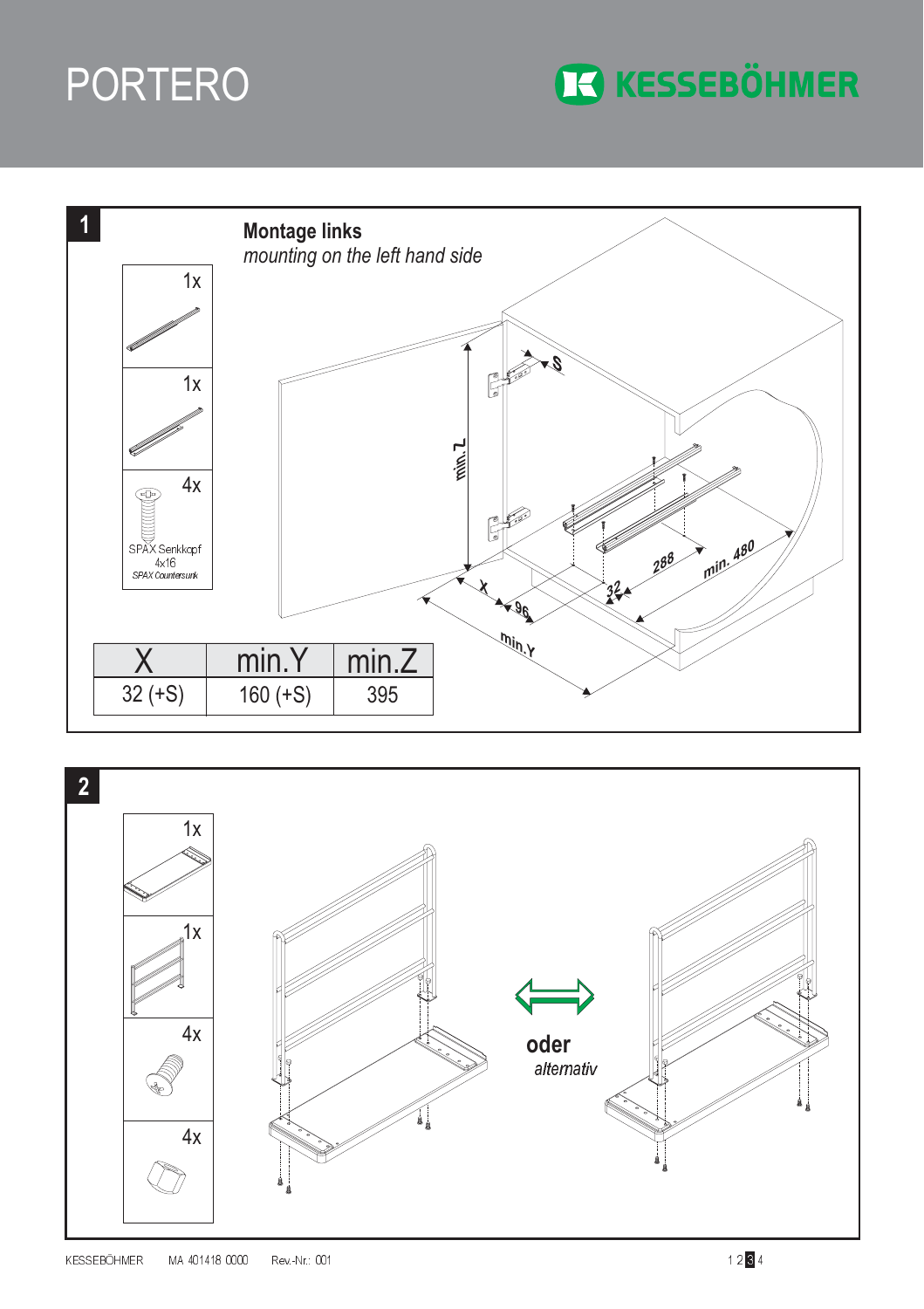# PORTERO

KESSEBÖHMER

## 1

**Montage links**
*mounting on the left hand side*

1x

1x

4x
SPAX Senkkopf
4x16
*SPAX Countersunk*

S

min. Z

X

96

32

288

min. 480

min.Y

| X | min.Y | min.Z |
|---|---|---|
| 32 (+S) | 160 (+S) | 395 |

## 2

1x

1x

4x

4x

**oder**
*alternativ*

KESSEBÖHMER MA 401418 0000 Rev.-Nr.: 001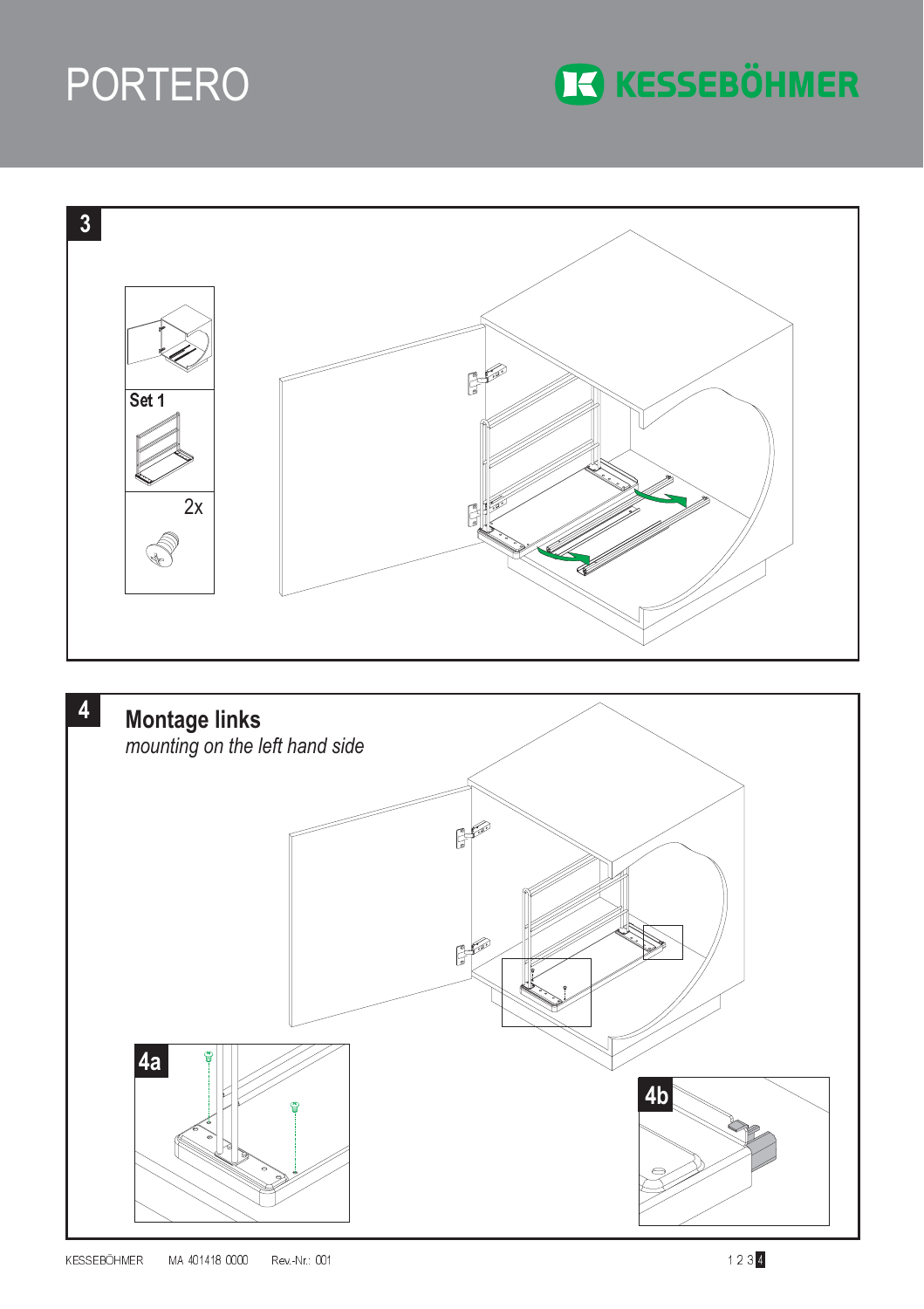# PORTERO

KESSEBÖHMER

## 3

Set 1

2x

## 4

**Montage links**

*mounting on the left hand side*

4a

4b

KESSEBÖHMER MA 401418 0000 Rev.-Nr.: 001